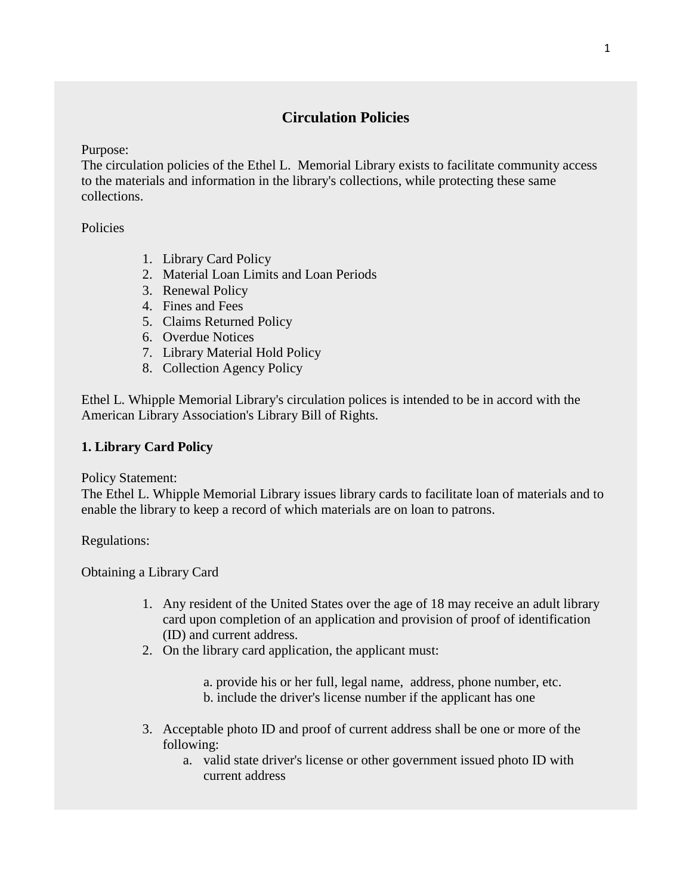# Circulation Policies

Purpose:
The circulation policies of the Ethel L.  Memorial Library exists to facilitate community access to the materials and information in the library's collections, while protecting these same collections.

Policies

1. Library Card Policy
2. Material Loan Limits and Loan Periods
3. Renewal Policy
4. Fines and Fees
5. Claims Returned Policy
6. Overdue Notices
7. Library Material Hold Policy
8. Collection Agency Policy

Ethel L. Whipple Memorial Library's circulation polices is intended to be in accord with the American Library Association's Library Bill of Rights.

## 1. Library Card Policy

Policy Statement:
The Ethel L. Whipple Memorial Library issues library cards to facilitate loan of materials and to enable the library to keep a record of which materials are on loan to patrons.

Regulations:

Obtaining a Library Card

1. Any resident of the United States over the age of 18 may receive an adult library card upon completion of an application and provision of proof of identification (ID) and current address.
2. On the library card application, the applicant must:

    a. provide his or her full, legal name,  address, phone number, etc.
    b. include the driver's license number if the applicant has one

3. Acceptable photo ID and proof of current address shall be one or more of the following:
    a. valid state driver's license or other government issued photo ID with current address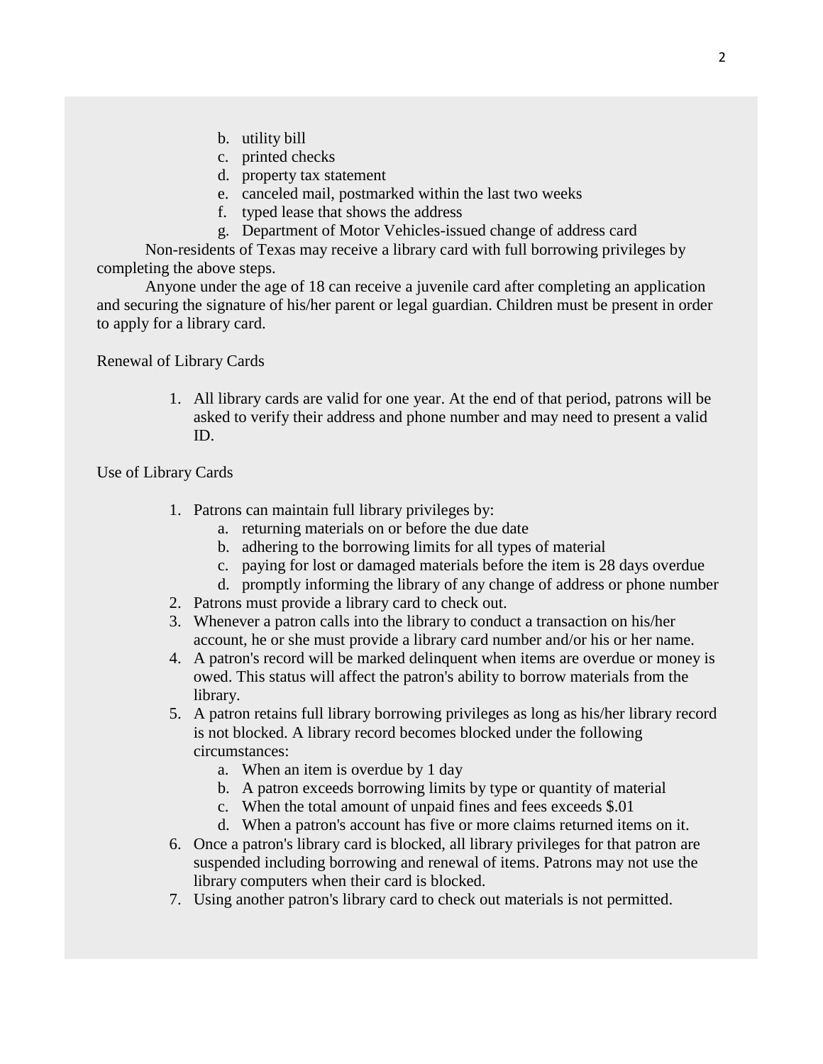b. utility bill
c. printed checks
d. property tax statement
e. canceled mail, postmarked within the last two weeks
f. typed lease that shows the address
g. Department of Motor Vehicles-issued change of address card

Non-residents of Texas may receive a library card with full borrowing privileges by completing the above steps.

Anyone under the age of 18 can receive a juvenile card after completing an application and securing the signature of his/her parent or legal guardian. Children must be present in order to apply for a library card.

Renewal of Library Cards

1. All library cards are valid for one year. At the end of that period, patrons will be asked to verify their address and phone number and may need to present a valid ID.

Use of Library Cards

1. Patrons can maintain full library privileges by:
   a. returning materials on or before the due date
   b. adhering to the borrowing limits for all types of material
   c. paying for lost or damaged materials before the item is 28 days overdue
   d. promptly informing the library of any change of address or phone number
2. Patrons must provide a library card to check out.
3. Whenever a patron calls into the library to conduct a transaction on his/her account, he or she must provide a library card number and/or his or her name.
4. A patron's record will be marked delinquent when items are overdue or money is owed. This status will affect the patron's ability to borrow materials from the library.
5. A patron retains full library borrowing privileges as long as his/her library record is not blocked. A library record becomes blocked under the following circumstances:
   a. When an item is overdue by 1 day
   b. A patron exceeds borrowing limits by type or quantity of material
   c. When the total amount of unpaid fines and fees exceeds $.01
   d. When a patron's account has five or more claims returned items on it.
6. Once a patron's library card is blocked, all library privileges for that patron are suspended including borrowing and renewal of items. Patrons may not use the library computers when their card is blocked.
7. Using another patron's library card to check out materials is not permitted.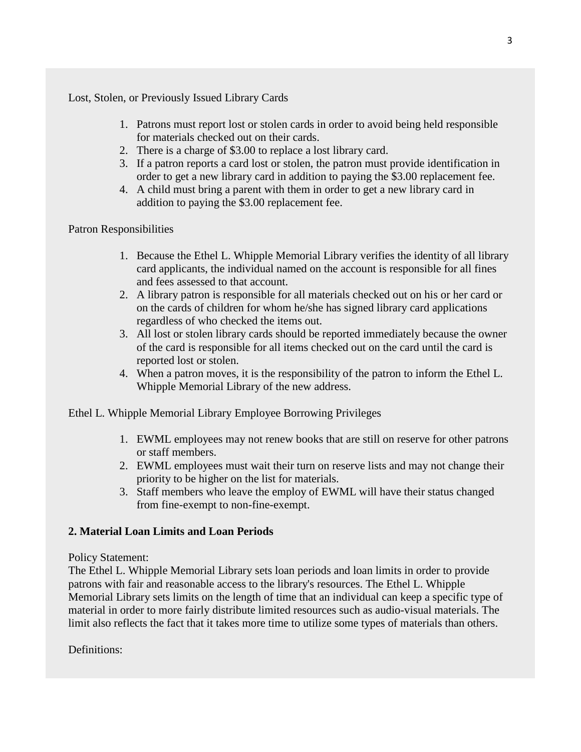Lost, Stolen, or Previously Issued Library Cards

1. Patrons must report lost or stolen cards in order to avoid being held responsible for materials checked out on their cards.
2. There is a charge of $3.00 to replace a lost library card.
3. If a patron reports a card lost or stolen, the patron must provide identification in order to get a new library card in addition to paying the $3.00 replacement fee.
4. A child must bring a parent with them in order to get a new library card in addition to paying the $3.00 replacement fee.

Patron Responsibilities

1. Because the Ethel L. Whipple Memorial Library verifies the identity of all library card applicants, the individual named on the account is responsible for all fines and fees assessed to that account.
2. A library patron is responsible for all materials checked out on his or her card or on the cards of children for whom he/she has signed library card applications regardless of who checked the items out.
3. All lost or stolen library cards should be reported immediately because the owner of the card is responsible for all items checked out on the card until the card is reported lost or stolen.
4. When a patron moves, it is the responsibility of the patron to inform the Ethel L. Whipple Memorial Library of the new address.

Ethel L. Whipple Memorial Library Employee Borrowing Privileges

1. EWML employees may not renew books that are still on reserve for other patrons or staff members.
2. EWML employees must wait their turn on reserve lists and may not change their priority to be higher on the list for materials.
3. Staff members who leave the employ of EWML will have their status changed from fine-exempt to non-fine-exempt.

## 2. Material Loan Limits and Loan Periods

Policy Statement:
The Ethel L. Whipple Memorial Library sets loan periods and loan limits in order to provide patrons with fair and reasonable access to the library's resources. The Ethel L. Whipple Memorial Library sets limits on the length of time that an individual can keep a specific type of material in order to more fairly distribute limited resources such as audio-visual materials. The limit also reflects the fact that it takes more time to utilize some types of materials than others.

Definitions: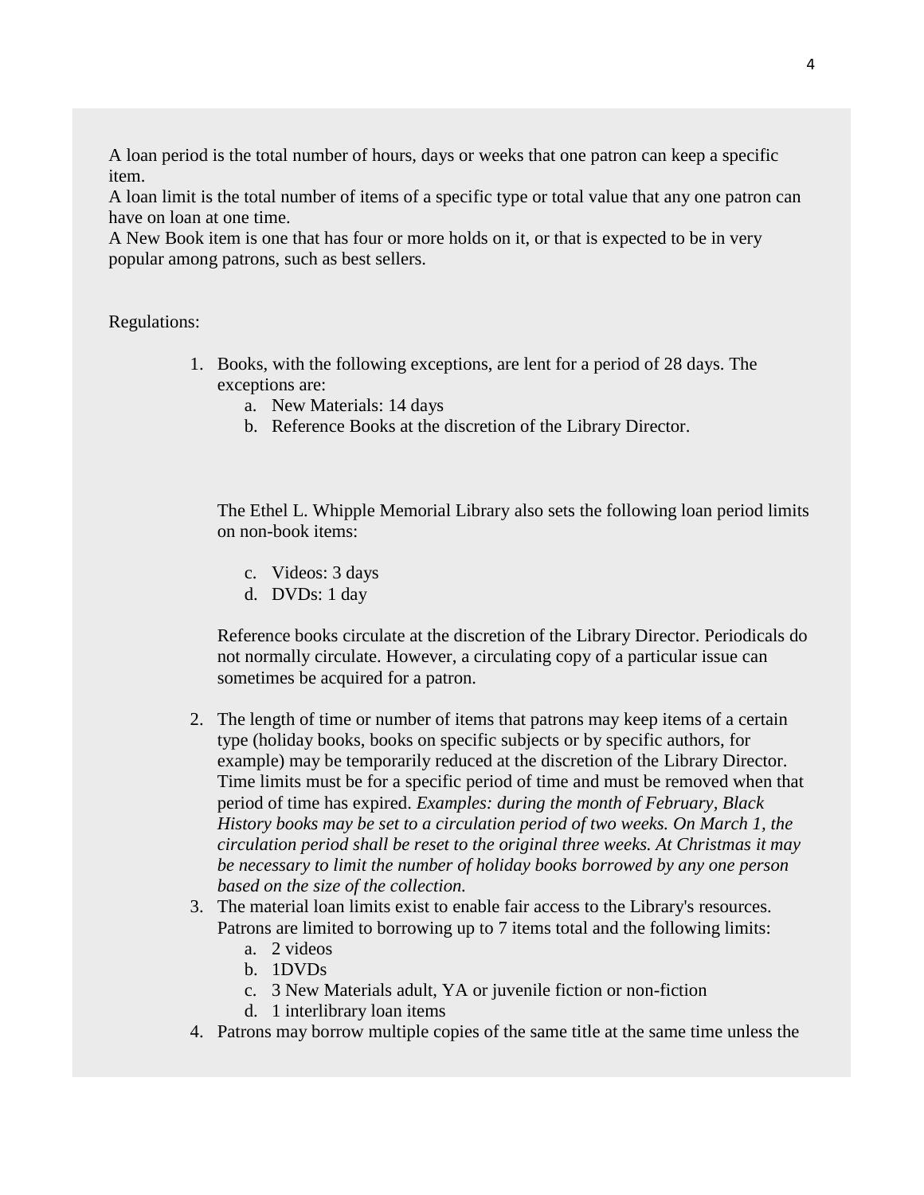A loan period is the total number of hours, days or weeks that one patron can keep a specific item.
A loan limit is the total number of items of a specific type or total value that any one patron can have on loan at one time.
A New Book item is one that has four or more holds on it, or that is expected to be in very popular among patrons, such as best sellers.

Regulations:

1. Books, with the following exceptions, are lent for a period of 28 days. The exceptions are:
   a. New Materials: 14 days
   b. Reference Books at the discretion of the Library Director.

   The Ethel L. Whipple Memorial Library also sets the following loan period limits on non-book items:

   c. Videos: 3 days
   d. DVDs: 1 day

   Reference books circulate at the discretion of the Library Director. Periodicals do not normally circulate. However, a circulating copy of a particular issue can sometimes be acquired for a patron.

2. The length of time or number of items that patrons may keep items of a certain type (holiday books, books on specific subjects or by specific authors, for example) may be temporarily reduced at the discretion of the Library Director. Time limits must be for a specific period of time and must be removed when that period of time has expired. *Examples: during the month of February, Black History books may be set to a circulation period of two weeks. On March 1, the circulation period shall be reset to the original three weeks. At Christmas it may be necessary to limit the number of holiday books borrowed by any one person based on the size of the collection.*
3. The material loan limits exist to enable fair access to the Library's resources. Patrons are limited to borrowing up to 7 items total and the following limits:
   a. 2 videos
   b. 1DVDs
   c. 3 New Materials adult, YA or juvenile fiction or non-fiction
   d. 1 interlibrary loan items
4. Patrons may borrow multiple copies of the same title at the same time unless the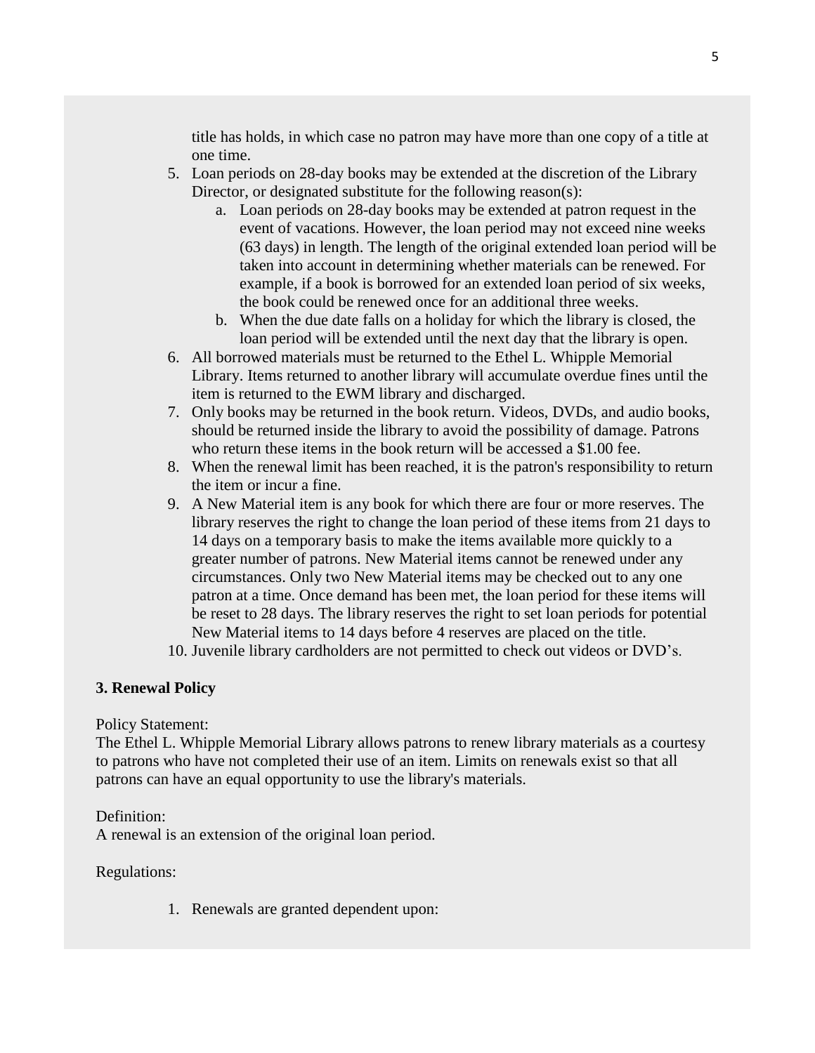title has holds, in which case no patron may have more than one copy of a title at one time.

5. Loan periods on 28-day books may be extended at the discretion of the Library Director, or designated substitute for the following reason(s):
    a. Loan periods on 28-day books may be extended at patron request in the event of vacations. However, the loan period may not exceed nine weeks (63 days) in length. The length of the original extended loan period will be taken into account in determining whether materials can be renewed. For example, if a book is borrowed for an extended loan period of six weeks, the book could be renewed once for an additional three weeks.
    b. When the due date falls on a holiday for which the library is closed, the loan period will be extended until the next day that the library is open.
6. All borrowed materials must be returned to the Ethel L. Whipple Memorial Library. Items returned to another library will accumulate overdue fines until the item is returned to the EWM library and discharged.
7. Only books may be returned in the book return. Videos, DVDs, and audio books, should be returned inside the library to avoid the possibility of damage. Patrons who return these items in the book return will be accessed a $1.00 fee.
8. When the renewal limit has been reached, it is the patron's responsibility to return the item or incur a fine.
9. A New Material item is any book for which there are four or more reserves. The library reserves the right to change the loan period of these items from 21 days to 14 days on a temporary basis to make the items available more quickly to a greater number of patrons. New Material items cannot be renewed under any circumstances. Only two New Material items may be checked out to any one patron at a time. Once demand has been met, the loan period for these items will be reset to 28 days. The library reserves the right to set loan periods for potential New Material items to 14 days before 4 reserves are placed on the title.
10. Juvenile library cardholders are not permitted to check out videos or DVD’s.

**3. Renewal Policy**

Policy Statement:
The Ethel L. Whipple Memorial Library allows patrons to renew library materials as a courtesy to patrons who have not completed their use of an item. Limits on renewals exist so that all patrons can have an equal opportunity to use the library's materials.

Definition:
A renewal is an extension of the original loan period.

Regulations:

1. Renewals are granted dependent upon: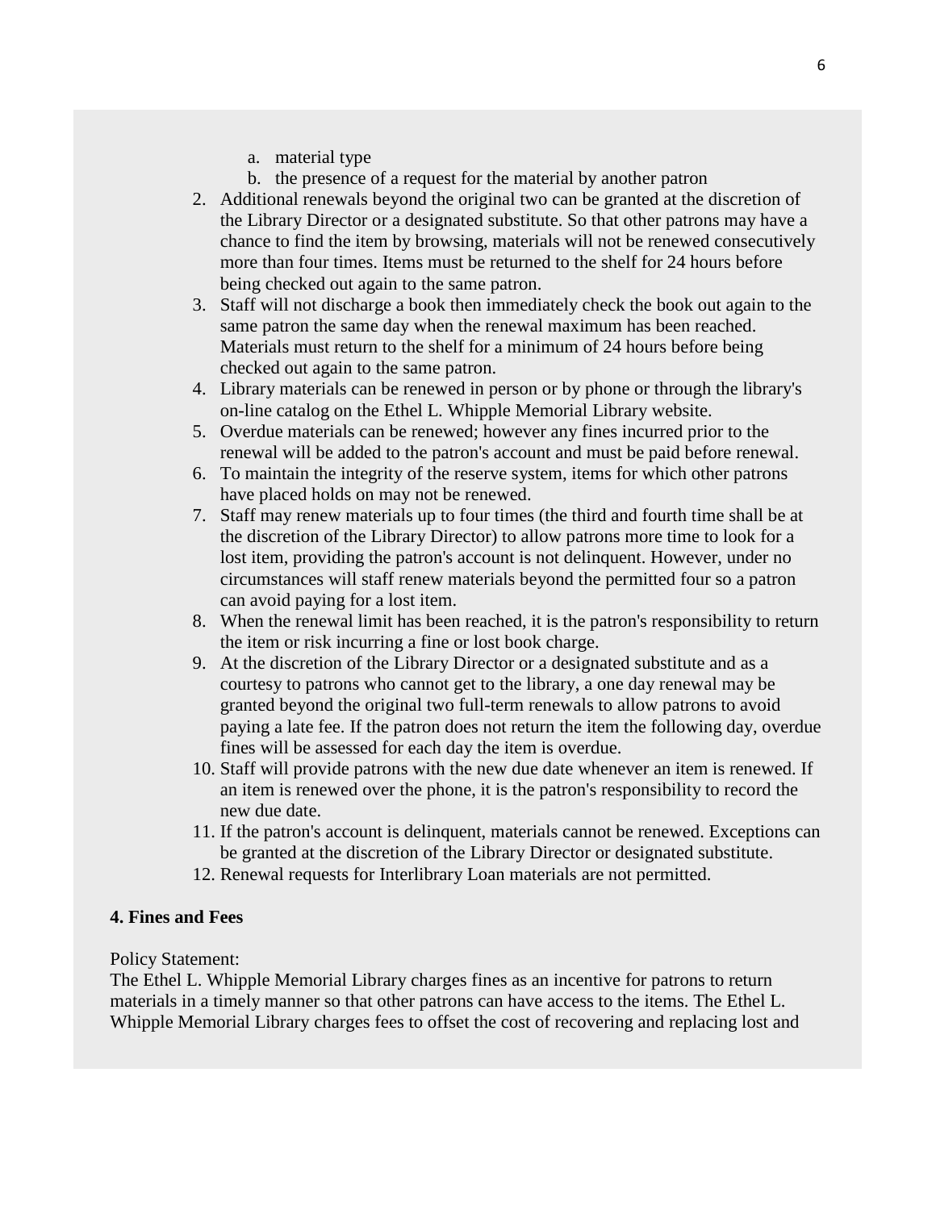a. material type
   b. the presence of a request for the material by another patron
2. Additional renewals beyond the original two can be granted at the discretion of the Library Director or a designated substitute. So that other patrons may have a chance to find the item by browsing, materials will not be renewed consecutively more than four times. Items must be returned to the shelf for 24 hours before being checked out again to the same patron.
3. Staff will not discharge a book then immediately check the book out again to the same patron the same day when the renewal maximum has been reached. Materials must return to the shelf for a minimum of 24 hours before being checked out again to the same patron.
4. Library materials can be renewed in person or by phone or through the library's on-line catalog on the Ethel L. Whipple Memorial Library website.
5. Overdue materials can be renewed; however any fines incurred prior to the renewal will be added to the patron's account and must be paid before renewal.
6. To maintain the integrity of the reserve system, items for which other patrons have placed holds on may not be renewed.
7. Staff may renew materials up to four times (the third and fourth time shall be at the discretion of the Library Director) to allow patrons more time to look for a lost item, providing the patron's account is not delinquent. However, under no circumstances will staff renew materials beyond the permitted four so a patron can avoid paying for a lost item.
8. When the renewal limit has been reached, it is the patron's responsibility to return the item or risk incurring a fine or lost book charge.
9. At the discretion of the Library Director or a designated substitute and as a courtesy to patrons who cannot get to the library, a one day renewal may be granted beyond the original two full-term renewals to allow patrons to avoid paying a late fee. If the patron does not return the item the following day, overdue fines will be assessed for each day the item is overdue.
10. Staff will provide patrons with the new due date whenever an item is renewed. If an item is renewed over the phone, it is the patron's responsibility to record the new due date.
11. If the patron's account is delinquent, materials cannot be renewed. Exceptions can be granted at the discretion of the Library Director or designated substitute.
12. Renewal requests for Interlibrary Loan materials are not permitted.

**4. Fines and Fees**

Policy Statement:
The Ethel L. Whipple Memorial Library charges fines as an incentive for patrons to return materials in a timely manner so that other patrons can have access to the items. The Ethel L. Whipple Memorial Library charges fees to offset the cost of recovering and replacing lost and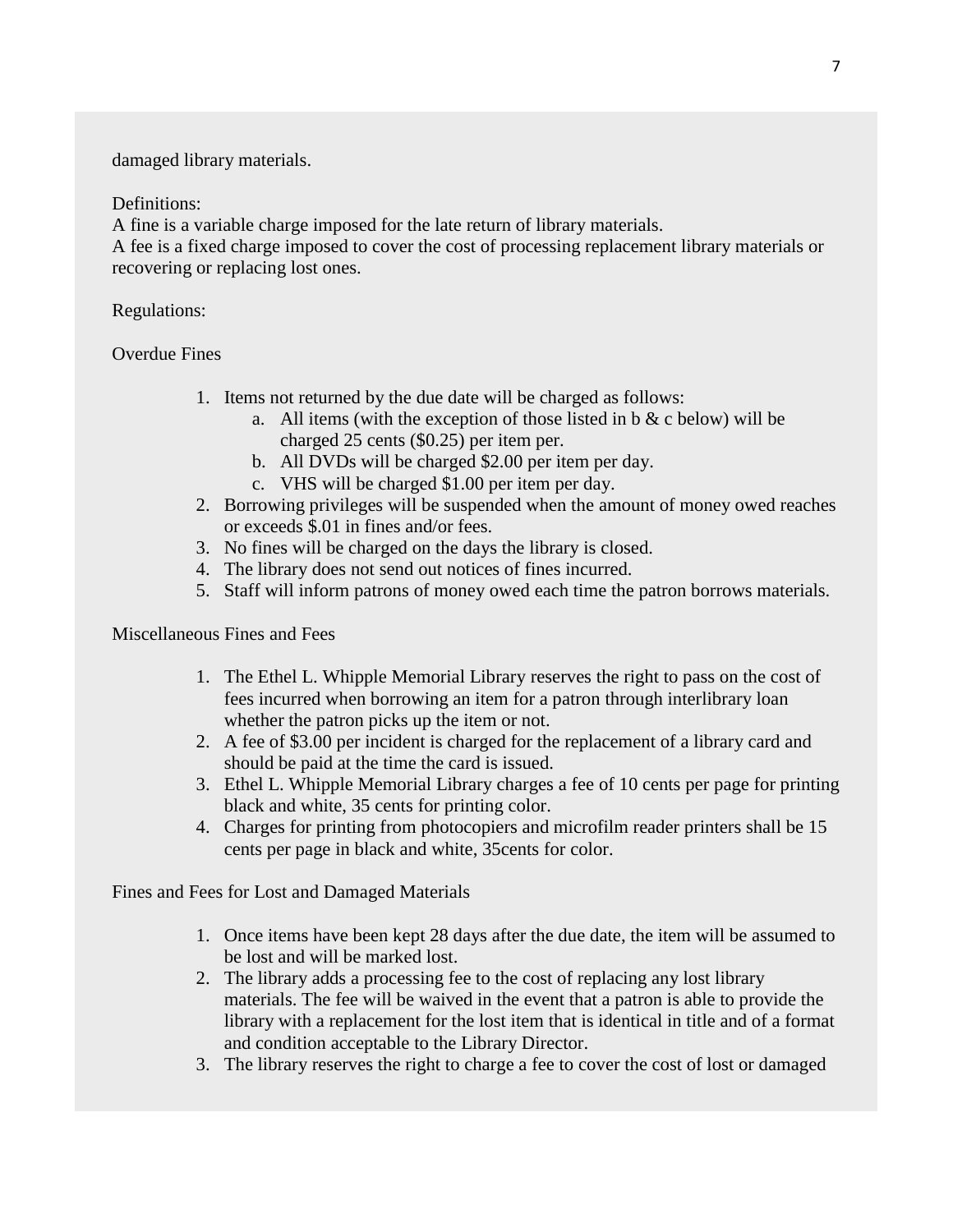damaged library materials.

Definitions:
A fine is a variable charge imposed for the late return of library materials.
A fee is a fixed charge imposed to cover the cost of processing replacement library materials or recovering or replacing lost ones.

Regulations:

Overdue Fines

1. Items not returned by the due date will be charged as follows:
   a. All items (with the exception of those listed in b & c below) will be charged 25 cents ($0.25) per item per.
   b. All DVDs will be charged $2.00 per item per day.
   c. VHS will be charged $1.00 per item per day.
2. Borrowing privileges will be suspended when the amount of money owed reaches or exceeds $.01 in fines and/or fees.
3. No fines will be charged on the days the library is closed.
4. The library does not send out notices of fines incurred.
5. Staff will inform patrons of money owed each time the patron borrows materials.

Miscellaneous Fines and Fees

1. The Ethel L. Whipple Memorial Library reserves the right to pass on the cost of fees incurred when borrowing an item for a patron through interlibrary loan whether the patron picks up the item or not.
2. A fee of $3.00 per incident is charged for the replacement of a library card and should be paid at the time the card is issued.
3. Ethel L. Whipple Memorial Library charges a fee of 10 cents per page for printing black and white, 35 cents for printing color.
4. Charges for printing from photocopiers and microfilm reader printers shall be 15 cents per page in black and white, 35cents for color.

Fines and Fees for Lost and Damaged Materials

1. Once items have been kept 28 days after the due date, the item will be assumed to be lost and will be marked lost.
2. The library adds a processing fee to the cost of replacing any lost library materials. The fee will be waived in the event that a patron is able to provide the library with a replacement for the lost item that is identical in title and of a format and condition acceptable to the Library Director.
3. The library reserves the right to charge a fee to cover the cost of lost or damaged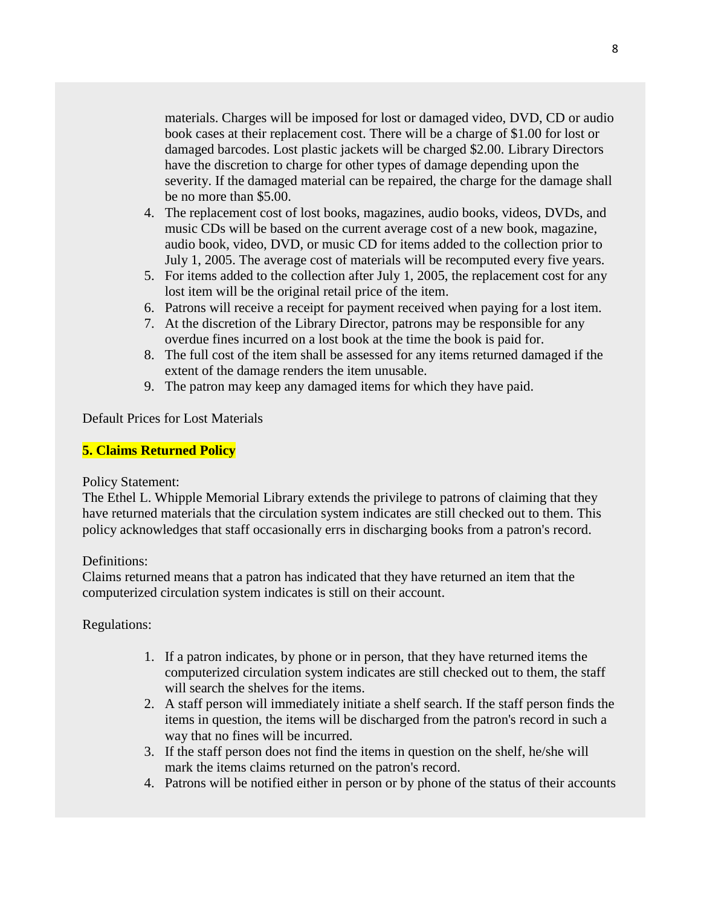materials. Charges will be imposed for lost or damaged video, DVD, CD or audio book cases at their replacement cost. There will be a charge of $1.00 for lost or damaged barcodes. Lost plastic jackets will be charged $2.00. Library Directors have the discretion to charge for other types of damage depending upon the severity. If the damaged material can be repaired, the charge for the damage shall be no more than $5.00.

4. The replacement cost of lost books, magazines, audio books, videos, DVDs, and music CDs will be based on the current average cost of a new book, magazine, audio book, video, DVD, or music CD for items added to the collection prior to July 1, 2005. The average cost of materials will be recomputed every five years.
5. For items added to the collection after July 1, 2005, the replacement cost for any lost item will be the original retail price of the item.
6. Patrons will receive a receipt for payment received when paying for a lost item.
7. At the discretion of the Library Director, patrons may be responsible for any overdue fines incurred on a lost book at the time the book is paid for.
8. The full cost of the item shall be assessed for any items returned damaged if the extent of the damage renders the item unusable.
9. The patron may keep any damaged items for which they have paid.

Default Prices for Lost Materials

**5. Claims Returned Policy**

Policy Statement:
The Ethel L. Whipple Memorial Library extends the privilege to patrons of claiming that they have returned materials that the circulation system indicates are still checked out to them. This policy acknowledges that staff occasionally errs in discharging books from a patron's record.

Definitions:
Claims returned means that a patron has indicated that they have returned an item that the computerized circulation system indicates is still on their account.

Regulations:

1. If a patron indicates, by phone or in person, that they have returned items the computerized circulation system indicates are still checked out to them, the staff will search the shelves for the items.
2. A staff person will immediately initiate a shelf search. If the staff person finds the items in question, the items will be discharged from the patron's record in such a way that no fines will be incurred.
3. If the staff person does not find the items in question on the shelf, he/she will mark the items claims returned on the patron's record.
4. Patrons will be notified either in person or by phone of the status of their accounts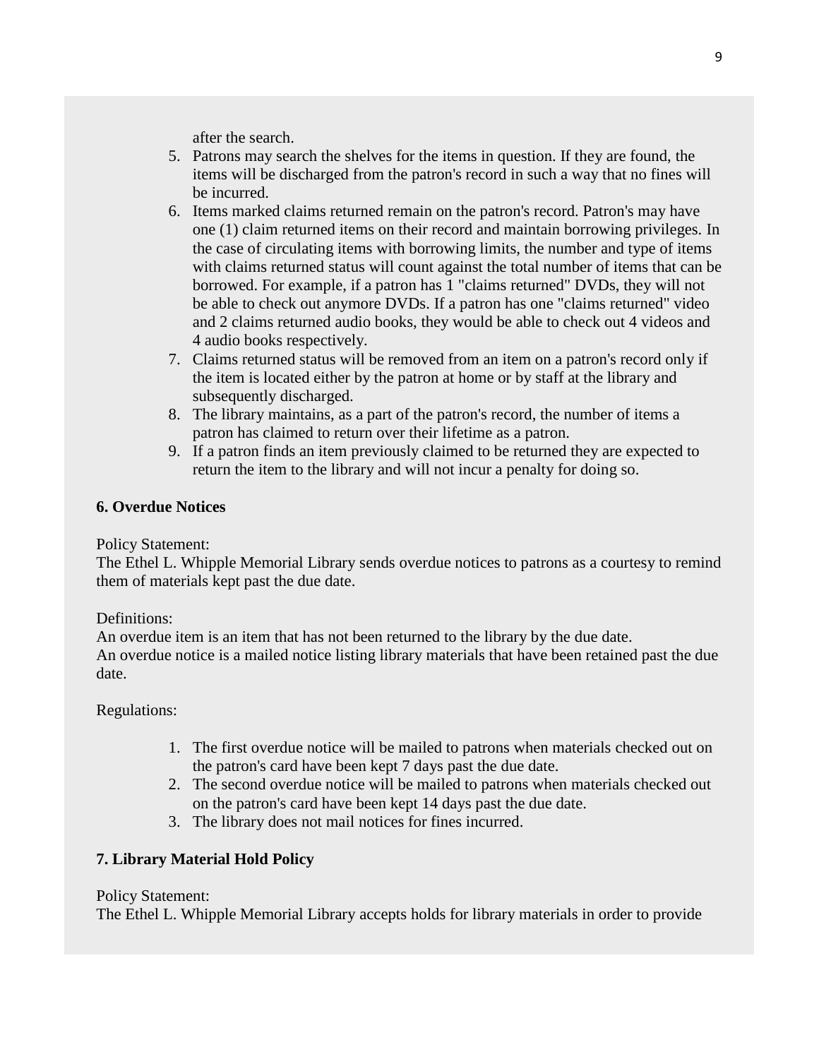after the search.

5. Patrons may search the shelves for the items in question. If they are found, the items will be discharged from the patron's record in such a way that no fines will be incurred.
6. Items marked claims returned remain on the patron's record. Patron's may have one (1) claim returned items on their record and maintain borrowing privileges. In the case of circulating items with borrowing limits, the number and type of items with claims returned status will count against the total number of items that can be borrowed. For example, if a patron has 1 "claims returned" DVDs, they will not be able to check out anymore DVDs. If a patron has one "claims returned" video and 2 claims returned audio books, they would be able to check out 4 videos and 4 audio books respectively.
7. Claims returned status will be removed from an item on a patron's record only if the item is located either by the patron at home or by staff at the library and subsequently discharged.
8. The library maintains, as a part of the patron's record, the number of items a patron has claimed to return over their lifetime as a patron.
9. If a patron finds an item previously claimed to be returned they are expected to return the item to the library and will not incur a penalty for doing so.

**6. Overdue Notices**

Policy Statement:
The Ethel L. Whipple Memorial Library sends overdue notices to patrons as a courtesy to remind them of materials kept past the due date.

Definitions:
An overdue item is an item that has not been returned to the library by the due date.
An overdue notice is a mailed notice listing library materials that have been retained past the due date.

Regulations:

1. The first overdue notice will be mailed to patrons when materials checked out on the patron's card have been kept 7 days past the due date.
2. The second overdue notice will be mailed to patrons when materials checked out on the patron's card have been kept 14 days past the due date.
3. The library does not mail notices for fines incurred.

**7. Library Material Hold Policy**

Policy Statement:
The Ethel L. Whipple Memorial Library accepts holds for library materials in order to provide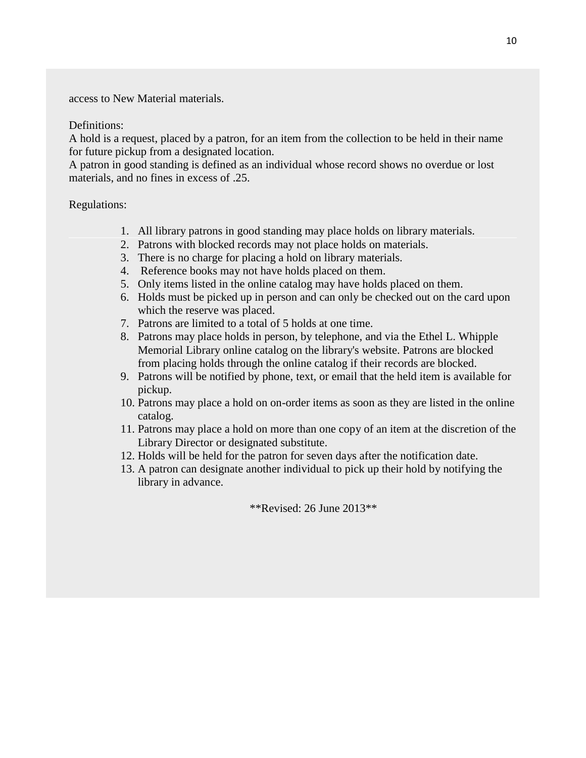access to New Material materials.

Definitions:
A hold is a request, placed by a patron, for an item from the collection to be held in their name for future pickup from a designated location.
A patron in good standing is defined as an individual whose record shows no overdue or lost materials, and no fines in excess of .25.

Regulations:

1. All library patrons in good standing may place holds on library materials.
2. Patrons with blocked records may not place holds on materials.
3. There is no charge for placing a hold on library materials.
4. Reference books may not have holds placed on them.
5. Only items listed in the online catalog may have holds placed on them.
6. Holds must be picked up in person and can only be checked out on the card upon which the reserve was placed.
7. Patrons are limited to a total of 5 holds at one time.
8. Patrons may place holds in person, by telephone, and via the Ethel L. Whipple Memorial Library online catalog on the library's website. Patrons are blocked from placing holds through the online catalog if their records are blocked.
9. Patrons will be notified by phone, text, or email that the held item is available for pickup.
10. Patrons may place a hold on on-order items as soon as they are listed in the online catalog.
11. Patrons may place a hold on more than one copy of an item at the discretion of the Library Director or designated substitute.
12. Holds will be held for the patron for seven days after the notification date.
13. A patron can designate another individual to pick up their hold by notifying the library in advance.

**Revised: 26 June 2013**